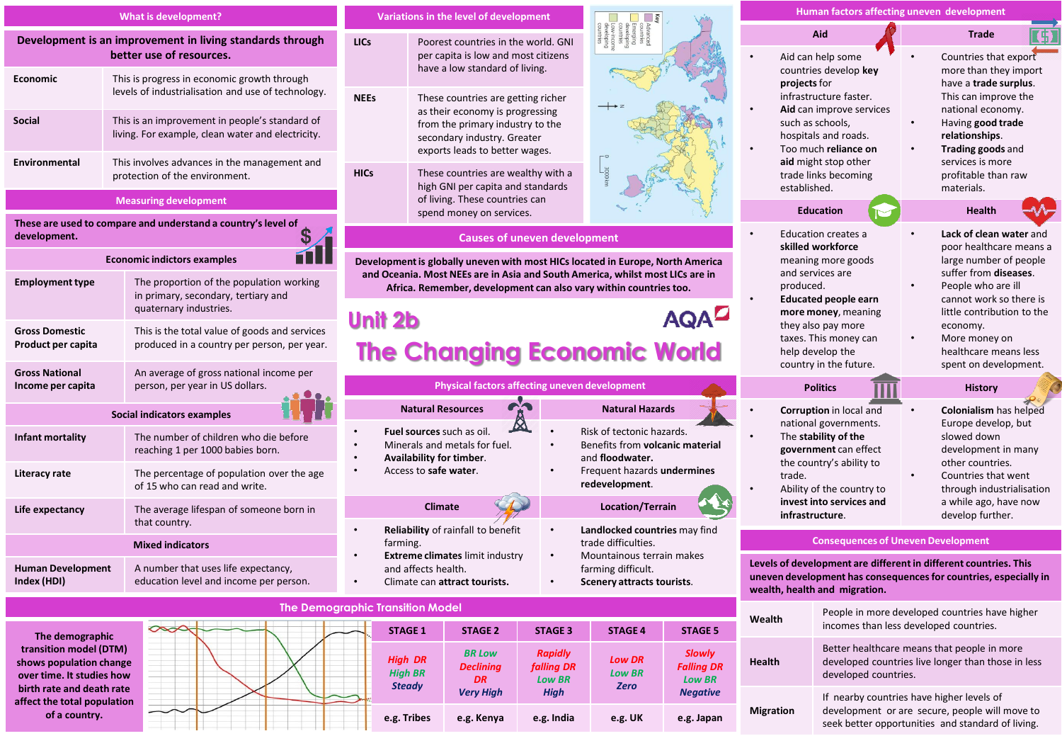# Unit 2b The Changing Economic World

AQA

## What is development?

**Development is an improvement in living standards through better use of resources.**

| | |
|---|---|
| **Economic** | This is progress in economic growth through levels of industrialisation and use of technology. |
| **Social** | This is an improvement in people's standard of living. For example, clean water and electricity. |
| **Environmental** | This involves advances in the management and protection of the environment. |

## Measuring development

**These are used to compare and understand a country's level of development.**

### Economic indictors examples

| | |
|---|---|
| **Employment type** | The proportion of the population working in primary, secondary, tertiary and quaternary industries. |
| **Gross Domestic Product per capita** | This is the total value of goods and services produced in a country per person, per year. |
| **Gross National Income per capita** | An average of gross national income per person, per year in US dollars. |

### Social indicators examples

| | |
|---|---|
| **Infant mortality** | The number of children who die before reaching 1 per 1000 babies born. |
| **Literacy rate** | The percentage of population over the age of 15 who can read and write. |
| **Life expectancy** | The average lifespan of someone born in that country. |

### Mixed indicators

| | |
|---|---|
| **Human Development Index (HDI)** | A number that uses life expectancy, education level and income per person. |

## Variations in the level of development

| | |
|---|---|
| **LICs** | Poorest countries in the world. GNI per capita is low and most citizens have a low standard of living. |
| **NEEs** | These countries are getting richer as their economy is progressing from the primary industry to the secondary industry. Greater exports leads to better wages. |
| **HICs** | These countries are wealthy with a high GNI per capita and standards of living. These countries can spend money on services. |

Key: Advanced countries; Emerging developing countries; Low-income developing countries. 0–3000 km

## Causes of uneven development

**Development is globally uneven with most HICs located in Europe, North America and Oceania. Most NEEs are in Asia and South America, whilst most LICs are in Africa. Remember, development can also vary within countries too.**

## Physical factors affecting uneven development

### Natural Resources
- **Fuel sources** such as oil.
- Minerals and metals for fuel.
- **Availability for timber.**
- Access to **safe water**.

### Natural Hazards
- Risk of tectonic hazards.
- Benefits from **volcanic material** and **floodwater.**
- Frequent hazards **undermines redevelopment.**

### Climate
- **Reliability** of rainfall to benefit farming.
- **Extreme climates** limit industry and affects health.
- Climate can **attract tourists.**

### Location/Terrain
- **Landlocked countries** may find trade difficulties.
- Mountainous terrain makes farming difficult.
- **Scenery attracts tourists**.

## Human factors affecting uneven development

### Aid
- Aid can help some countries develop **key projects** for infrastructure faster.
- **Aid** can improve services such as schools, hospitals and roads.
- Too much **reliance on aid** might stop other trade links becoming established.

### Trade
- Countries that export more than they import have a **trade surplus.** This can improve the national economy.
- Having **good trade relationships.**
- **Trading goods** and services is more profitable than raw materials.

### Education
- Education creates a **skilled workforce** meaning more goods and services are produced.
- **Educated people earn more money**, meaning they also pay more taxes. This money can help develop the country in the future.

### Health
- **Lack of clean water** and poor healthcare means a large number of people suffer from **diseases.**
- People who are ill cannot work so there is little contribution to the economy.
- More money on healthcare means less spent on development.

### Politics
- **Corruption** in local and national governments.
- **The stability of the government** can effect the country's ability to trade.
- Ability of the country to **invest into services and infrastructure.**

### History
- **Colonialism** has helped Europe develop, but slowed down development in many other countries.
- Countries that went through industrialisation a while ago, have now develop further.

## Consequences of Uneven Development

**Levels of development are different in different countries. This uneven development has consequences for countries, especially in wealth, health and migration.**

| | |
|---|---|
| **Wealth** | People in more developed countries have higher incomes than less developed countries. |
| **Health** | Better healthcare means that people in more developed countries live longer than those in less developed countries. |
| **Migration** | If nearby countries have higher levels of development or are secure, people will move to seek better opportunities and standard of living. |

## The Demographic Transition Model

**The demographic transition model (DTM) shows population change over time. It studies how birth rate and death rate affect the total population of a country.**

| STAGE 1 | STAGE 2 | STAGE 3 | STAGE 4 | STAGE 5 |
|---|---|---|---|---|
| *High DR* *High BR* *Steady* | *BR Low* *Declining DR* *Very High* | *Rapidly falling DR* *Low BR* *High* | *Low DR* *Low BR* *Zero* | *Slowly Falling DR* *Low BR* *Negative* |
| e.g. Tribes | e.g. Kenya | e.g. India | e.g. UK | e.g. Japan |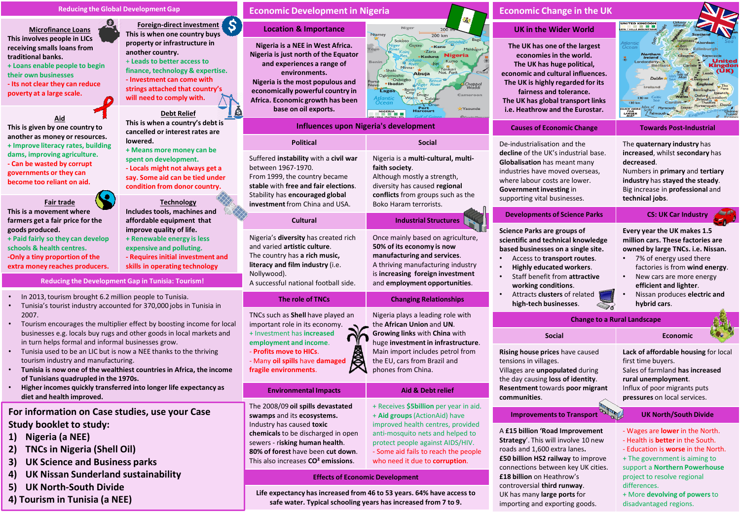## Reducing the Global Development Gap

### Microfinance Loans
This involves people in LICs receiving smalls loans from traditional banks.
+ Loans enable people to begin their own businesses
- Its not clear they can reduce poverty at a large scale.

### Foreign-direct investment
This is when one country buys property or infrastructure in another country.
+ Leads to better access to finance, technology & expertise.
- Investment can come with strings attached that country's will need to comply with.

### Aid
This is given by one country to another as money or resources.
+ Improve literacy rates, building dams, improving agriculture.
- Can be wasted by corrupt governments or they can become too reliant on aid.

### Debt Relief
This is when a country's debt is cancelled or interest rates are lowered.
+ Means more money can be spent on development.
- Locals might not always get a say. Some aid can be tied under condition from donor country.

### Fair trade
This is a movement where farmers get a fair price for the goods produced.
+ Paid fairly so they can develop schools & health centres.
-Only a tiny proportion of the extra money reaches producers.

### Technology
Includes tools, machines and affordable equipment that improve quality of life.
+ Renewable energy is less expensive and polluting.
- Requires initial investment and skills in operating technology

## Reducing the Development Gap in Tunisia: Tourism!

- In 2013, tourism brought 6.2 million people to Tunisia.
- Tunisia's tourist industry accounted for 370,000 jobs in Tunisia in 2007.
- Tourism encourages the multiplier effect by boosting income for local businesses e.g. locals buy rugs and other goods in local markets and in turn helps formal and informal businesses grow.
- Tunisia used to be an LIC but is now a NEE thanks to the thriving tourism industry and manufacturing.
- **Tunisia is now one of the wealthiest countries in Africa, the income of Tunisians quadrupled in the 1970s.**
- **Higher incomes quickly transferred into longer life expectancy as diet and health improved.**

**For information on Case studies, use your Case Study booklet to study:**
1) **Nigeria (a NEE)**
2) **TNCs in Nigeria (Shell Oil)**
3) **UK Science and Business parks**
4) **UK Nissan Sunderland sustainability**
5) **UK North-South Divide**
4) **Tourism in Tunisia (a NEE)**

## Economic Development in Nigeria

### Location & Importance
Nigeria is a NEE in West Africa. Nigeria is just north of the Equator and experiences a range of environments.
Nigeria is the most populous and economically powerful country in Africa. Economic growth has been base on oil exports.

## Influences upon Nigeria's development

### Political
Suffered **instability** with a **civil war** between 1967-1970.
From 1999, the country became **stable** with **free and fair elections**.
Stability has **encouraged global investment** from China and USA.

### Social
Nigeria is a **multi-cultural, multi-faith society**.
Although mostly a strength, diversity has caused **regional conflicts** from groups such as the Boko Haram terrorists.

### Cultural
Nigeria's **diversity** has created rich and varied **artistic culture**.
The country has **a rich music, literacy and film industry** (i.e. Nollywood).
A successful national football side.

### Industrial Structures
Once mainly based on agriculture, **50% of its economy is now manufacturing and services**.
A thriving manufacturing industry is **increasing foreign investment** and **employment opportunities**.

### The role of TNCs
TNCs such as **Shell** have played an important role in its economy.
+ Investment has increased employment and income.
- Profits move to HICs.
- Many oil spills have damaged fragile environments.

### Changing Relationships
Nigeria plays a leading role with the **African Union** and **UN**.
**Growing links with China** with huge **investment** in **infrastructure**.
Main import includes petrol from the EU, cars from Brazil and phones from China.

### Environmental Impacts
The 2008/09 **oil spills devastated swamps** and its **ecosystems**.
Industry has caused **toxic chemicals** to be discharged in open sewers - **risking human health**.
**80% of forest** have been **cut down**.
This also increases **$CO^2$ emissions**.

### Aid & Debt relief
+ Receives **$5billion** per year in aid.
+ **Aid groups** (ActionAid) have improved health centres, provided anti-mosquito nets and helped to protect people against AIDS/HIV.
- Some aid fails to reach the people who need it due to **corruption**.

### Effects of Economic Development
**Life expectancy has increased from 46 to 53 years. 64% have access to safe water. Typical schooling years has increased from 7 to 9.**

## Economic Change in the UK

### UK in the Wider World
The UK has one of the largest economies in the world.
The UK has huge political, economic and cultural influences.
The UK is highly regarded for its fairness and tolerance.
The UK has global transport links i.e. Heathrow and the Eurostar.

### Causes of Economic Change
De-industrialisation and the **decline** of the UK's industrial base.
**Globalisation** has meant many industries have moved overseas, where labour costs are lower.
**Government investing** in supporting vital businesses.

### Towards Post-Industrial
The **quaternary industry** has **increased**, whilst **secondary** has **decreased**.
Numbers in **primary** and **tertiary industry** has **stayed the steady**.
Big increase in **professional** and **technical jobs**.

### Developments of Science Parks
**Science Parks are groups of scientific and technical knowledge based businesses on a single site.**
- Access to **transport routes**.
- **Highly educated workers**.
- Staff benefit from **attractive working conditions**.
- Attracts **clusters** of related **high-tech businesses**.

### CS: UK Car Industry
**Every year the UK makes 1.5 million cars. These factories are owned by large TNCs. i.e. Nissan.**
- 7% of energy used there factories is from **wind energy**.
- New cars are more energy **efficient and lighter**.
- Nissan produces **electric and hybrid cars**.

### Change to a Rural Landscape

#### Social
**Rising house prices** have caused tensions in villages.
Villages are **unpopulated** during the day causing **loss of identity**.
**Resentment** towards **poor migrant communities**.

#### Economic
**Lack of affordable housing** for local first time buyers.
Sales of farmland **has increased rural unemployment**.
Influx of poor migrants puts **pressures** on local services.

### Improvements to Transport
A **£15 billion 'Road Improvement Strategy'**. This will involve 10 new roads and 1,600 extra lanes.
**£50 billion HS2 railway** to improve connections between key UK cities.
**£18 billion** on Heathrow's controversial **third runway**.
UK has many **large ports** for importing and exporting goods.

### UK North/South Divide
- Wages are **lower** in the North.
- Health is **better** in the South.
- Education is **worse** in the North.
+ The government is aiming to support a **Northern Powerhouse** project to resolve regional differences.
+ More **devolving of powers** to disadvantaged regions.